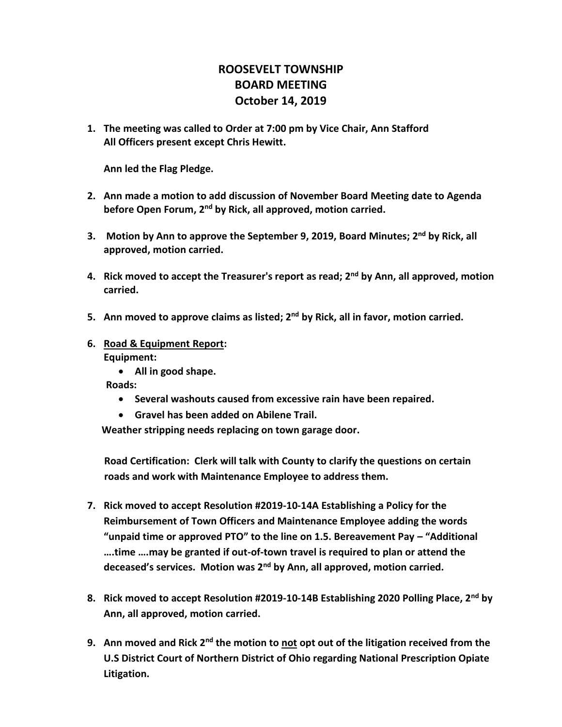# ROOSEVELT TOWNSHIP
# BOARD MEETING
# October 14, 2019

1. **The meeting was called to Order at 7:00 pm by Vice Chair, Ann Stafford**
   **All Officers present except Chris Hewitt.**

   **Ann led the Flag Pledge.**

2. **Ann made a motion to add discussion of November Board Meeting date to Agenda before Open Forum, 2nd by Rick, all approved, motion carried.**

3. **Motion by Ann to approve the September 9, 2019, Board Minutes; 2nd by Rick, all approved, motion carried.**

4. **Rick moved to accept the Treasurer's report as read; 2nd by Ann, all approved, motion carried.**

5. **Ann moved to approve claims as listed; 2nd by Rick, all in favor, motion carried.**

6. **<u>Road & Equipment Report</u>:**
   **Equipment:**
   - **All in good shape.**

   **Roads:**
   - **Several washouts caused from excessive rain have been repaired.**
   - **Gravel has been added on Abilene Trail.**

   **Weather stripping needs replacing on town garage door.**

   **Road Certification: Clerk will talk with County to clarify the questions on certain roads and work with Maintenance Employee to address them.**

7. **Rick moved to accept Resolution #2019-10-14A Establishing a Policy for the Reimbursement of Town Officers and Maintenance Employee adding the words "unpaid time or approved PTO" to the line on 1.5. Bereavement Pay – "Additional ….time ….may be granted if out-of-town travel is required to plan or attend the deceased's services. Motion was 2nd by Ann, all approved, motion carried.**

8. **Rick moved to accept Resolution #2019-10-14B Establishing 2020 Polling Place, 2nd by Ann, all approved, motion carried.**

9. **Ann moved and Rick 2nd the motion to <u>not</u> opt out of the litigation received from the U.S District Court of Northern District of Ohio regarding National Prescription Opiate Litigation.**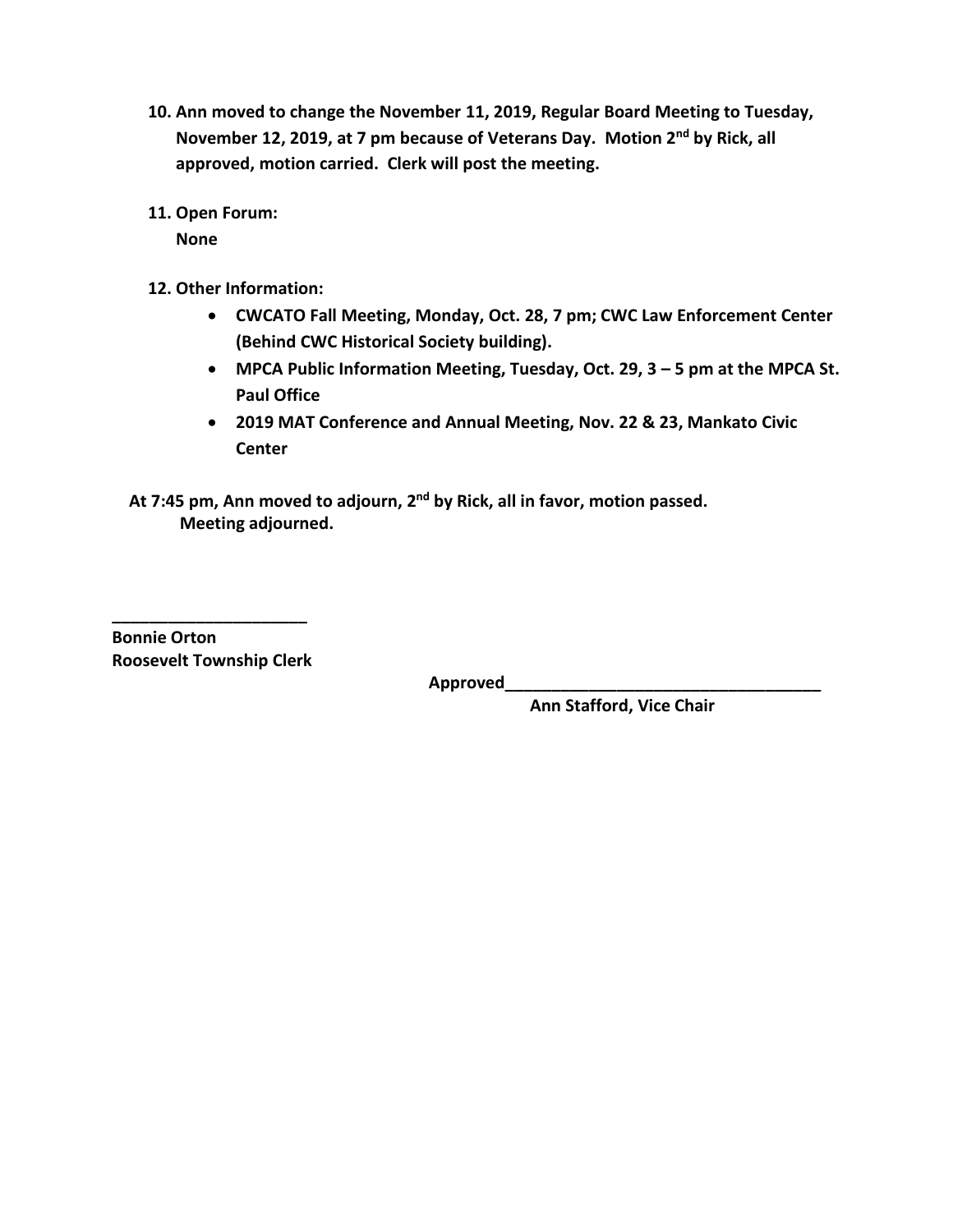10. **Ann moved to change the November 11, 2019, Regular Board Meeting to Tuesday, November 12, 2019, at 7 pm because of Veterans Day. Motion 2nd by Rick, all approved, motion carried. Clerk will post the meeting.**

11. **Open Forum:**
    **None**

12. **Other Information:**
    - **CWCATO Fall Meeting, Monday, Oct. 28, 7 pm; CWC Law Enforcement Center (Behind CWC Historical Society building).**
    - **MPCA Public Information Meeting, Tuesday, Oct. 29, 3 – 5 pm at the MPCA St. Paul Office**
    - **2019 MAT Conference and Annual Meeting, Nov. 22 & 23, Mankato Civic Center**

**At 7:45 pm, Ann moved to adjourn, 2nd by Rick, all in favor, motion passed. Meeting adjourned.**

**_____________________**
**Bonnie Orton**
**Roosevelt Township Clerk**

**Approved___________________________________**
**Ann Stafford, Vice Chair**